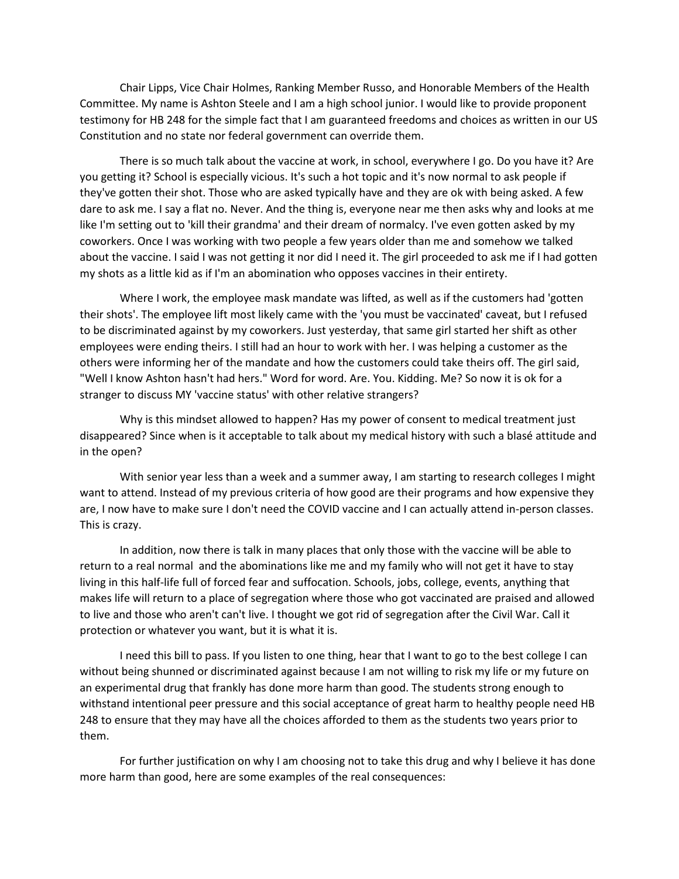Chair Lipps, Vice Chair Holmes, Ranking Member Russo, and Honorable Members of the Health Committee. My name is Ashton Steele and I am a high school junior. I would like to provide proponent testimony for HB 248 for the simple fact that I am guaranteed freedoms and choices as written in our US Constitution and no state nor federal government can override them.

There is so much talk about the vaccine at work, in school, everywhere I go. Do you have it? Are you getting it? School is especially vicious. It's such a hot topic and it's now normal to ask people if they've gotten their shot. Those who are asked typically have and they are ok with being asked. A few dare to ask me. I say a flat no. Never. And the thing is, everyone near me then asks why and looks at me like I'm setting out to 'kill their grandma' and their dream of normalcy. I've even gotten asked by my coworkers. Once I was working with two people a few years older than me and somehow we talked about the vaccine. I said I was not getting it nor did I need it. The girl proceeded to ask me if I had gotten my shots as a little kid as if I'm an abomination who opposes vaccines in their entirety.

Where I work, the employee mask mandate was lifted, as well as if the customers had 'gotten their shots'. The employee lift most likely came with the 'you must be vaccinated' caveat, but I refused to be discriminated against by my coworkers. Just yesterday, that same girl started her shift as other employees were ending theirs. I still had an hour to work with her. I was helping a customer as the others were informing her of the mandate and how the customers could take theirs off. The girl said, "Well I know Ashton hasn't had hers." Word for word. Are. You. Kidding. Me? So now it is ok for a stranger to discuss MY 'vaccine status' with other relative strangers?

Why is this mindset allowed to happen? Has my power of consent to medical treatment just disappeared? Since when is it acceptable to talk about my medical history with such a blasé attitude and in the open?

With senior year less than a week and a summer away, I am starting to research colleges I might want to attend. Instead of my previous criteria of how good are their programs and how expensive they are, I now have to make sure I don't need the COVID vaccine and I can actually attend in-person classes. This is crazy.

In addition, now there is talk in many places that only those with the vaccine will be able to return to a real normal and the abominations like me and my family who will not get it have to stay living in this half-life full of forced fear and suffocation. Schools, jobs, college, events, anything that makes life will return to a place of segregation where those who got vaccinated are praised and allowed to live and those who aren't can't live. I thought we got rid of segregation after the Civil War. Call it protection or whatever you want, but it is what it is.

I need this bill to pass. If you listen to one thing, hear that I want to go to the best college I can without being shunned or discriminated against because I am not willing to risk my life or my future on an experimental drug that frankly has done more harm than good. The students strong enough to withstand intentional peer pressure and this social acceptance of great harm to healthy people need HB 248 to ensure that they may have all the choices afforded to them as the students two years prior to them.

For further justification on why I am choosing not to take this drug and why I believe it has done more harm than good, here are some examples of the real consequences: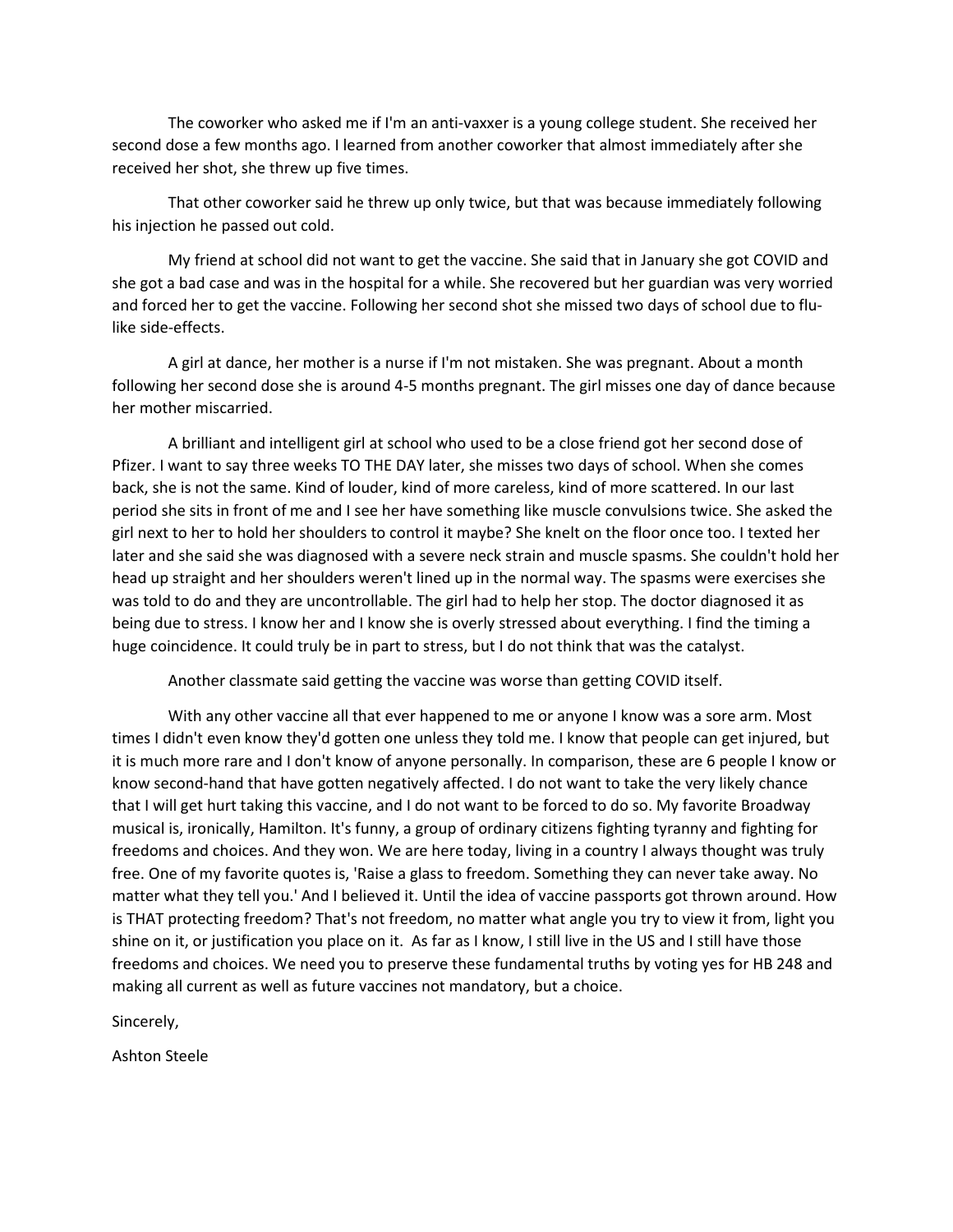The coworker who asked me if I'm an anti-vaxxer is a young college student. She received her second dose a few months ago. I learned from another coworker that almost immediately after she received her shot, she threw up five times.

That other coworker said he threw up only twice, but that was because immediately following his injection he passed out cold.

My friend at school did not want to get the vaccine. She said that in January she got COVID and she got a bad case and was in the hospital for a while. She recovered but her guardian was very worried and forced her to get the vaccine. Following her second shot she missed two days of school due to flu-like side-effects.

A girl at dance, her mother is a nurse if I'm not mistaken. She was pregnant. About a month following her second dose she is around 4-5 months pregnant. The girl misses one day of dance because her mother miscarried.

A brilliant and intelligent girl at school who used to be a close friend got her second dose of Pfizer. I want to say three weeks TO THE DAY later, she misses two days of school. When she comes back, she is not the same. Kind of louder, kind of more careless, kind of more scattered. In our last period she sits in front of me and I see her have something like muscle convulsions twice. She asked the girl next to her to hold her shoulders to control it maybe? She knelt on the floor once too. I texted her later and she said she was diagnosed with a severe neck strain and muscle spasms. She couldn't hold her head up straight and her shoulders weren't lined up in the normal way. The spasms were exercises she was told to do and they are uncontrollable. The girl had to help her stop. The doctor diagnosed it as being due to stress. I know her and I know she is overly stressed about everything. I find the timing a huge coincidence. It could truly be in part to stress, but I do not think that was the catalyst.

Another classmate said getting the vaccine was worse than getting COVID itself.

With any other vaccine all that ever happened to me or anyone I know was a sore arm. Most times I didn't even know they'd gotten one unless they told me. I know that people can get injured, but it is much more rare and I don't know of anyone personally. In comparison, these are 6 people I know or know second-hand that have gotten negatively affected. I do not want to take the very likely chance that I will get hurt taking this vaccine, and I do not want to be forced to do so. My favorite Broadway musical is, ironically, Hamilton. It's funny, a group of ordinary citizens fighting tyranny and fighting for freedoms and choices. And they won. We are here today, living in a country I always thought was truly free. One of my favorite quotes is, 'Raise a glass to freedom. Something they can never take away. No matter what they tell you.' And I believed it. Until the idea of vaccine passports got thrown around. How is THAT protecting freedom? That's not freedom, no matter what angle you try to view it from, light you shine on it, or justification you place on it. As far as I know, I still live in the US and I still have those freedoms and choices. We need you to preserve these fundamental truths by voting yes for HB 248 and making all current as well as future vaccines not mandatory, but a choice.

Sincerely,

Ashton Steele